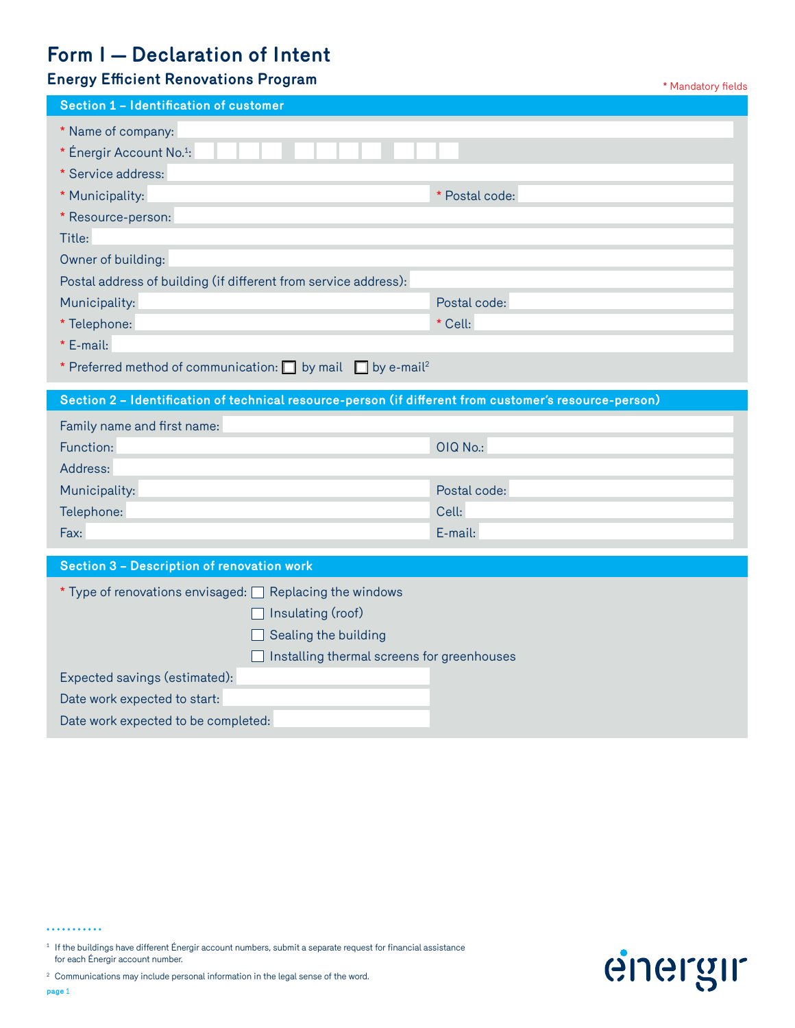# Form I — Declaration of Intent

## Energy Efficient Renovations Program

\* Mandatory fields

### Section 1 – Identification of customer

\* Name of company:

\* Énergir Account No.[1]:

\* Service address:

\* Municipality: \* Postal code:

\* Resource-person:

Title:

Owner of building:

Postal address of building (if different from service address):

Municipality: Postal code:

\* Telephone: \* Cell:

\* E-mail:

\* Preferred method of communication: ☐ by mail ☐ by e-mail[2]

### Section 2 – Identification of technical resource-person (if different from customer's resource-person)

Family name and first name:

Function: OIQ No.:

Address:

Municipality: Postal code:

Telephone: Cell:

Fax: E-mail:

### Section 3 – Description of renovation work

\* Type of renovations envisaged:
- ☐ Replacing the windows
- ☐ Insulating (roof)
- ☐ Sealing the building
- ☐ Installing thermal screens for greenhouses

Expected savings (estimated):

Date work expected to start:

Date work expected to be completed:

---

[1] If the buildings have different Énergir account numbers, submit a separate request for financial assistance for each Énergir account number.

[2] Communications may include personal information in the legal sense of the word.

énergir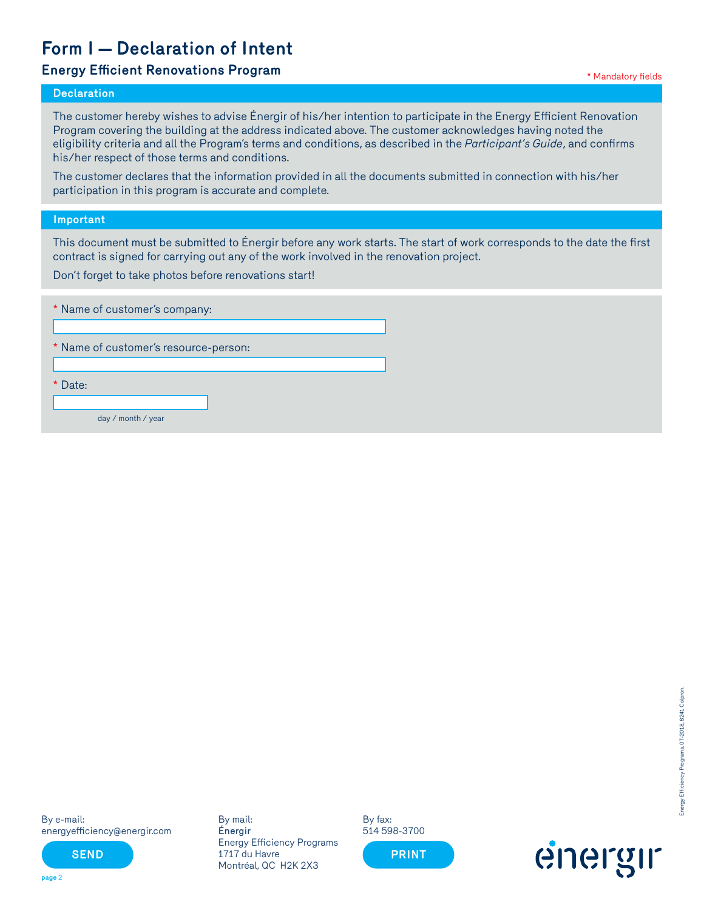# Form I — Declaration of Intent

## Energy Efficient Renovations Program

\* Mandatory fields

### Declaration

The customer hereby wishes to advise Énergir of his/her intention to participate in the Energy Efficient Renovation Program covering the building at the address indicated above. The customer acknowledges having noted the eligibility criteria and all the Program's terms and conditions, as described in the *Participant's Guide*, and confirms his/her respect of those terms and conditions.

The customer declares that the information provided in all the documents submitted in connection with his/her participation in this program is accurate and complete.

### Important

This document must be submitted to Énergir before any work starts. The start of work corresponds to the date the first contract is signed for carrying out any of the work involved in the renovation project.

Don't forget to take photos before renovations start!

\* Name of customer's company:

\* Name of customer's resource-person:

\* Date:

day / month / year

By e-mail:
energyefficiency@energir.com

SEND

By mail:
**Énergir**
Energy Efficiency Programs
1717 du Havre
Montréal, QC  H2K 2X3

By fax:
514 598-3700

PRINT

énergir

Energy Efficiency Programs, 07-2018, 8241 Colpron.